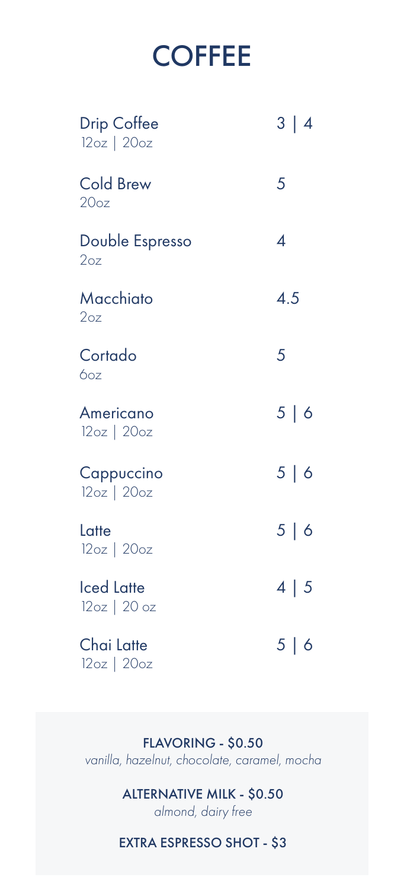# COFFEE

| Item | Price |
| --- | --- |
| Drip Coffee<br>12oz \| 20oz | 3 \| 4 |
| Cold Brew<br>20oz | 5 |
| Double Espresso<br>2oz | 4 |
| Macchiato<br>2oz | 4.5 |
| Cortado<br>6oz | 5 |
| Americano<br>12oz \| 20oz | 5 \| 6 |
| Cappuccino<br>12oz \| 20oz | 5 \| 6 |
| Latte<br>12oz \| 20oz | 5 \| 6 |
| Iced Latte<br>12oz \| 20 oz | 4 \| 5 |
| Chai Latte<br>12oz \| 20oz | 5 \| 6 |

**FLAVORING - $0.50**
*vanilla, hazelnut, chocolate, caramel, mocha*

**ALTERNATIVE MILK - $0.50**
*almond, dairy free*

**EXTRA ESPRESSO SHOT - $3**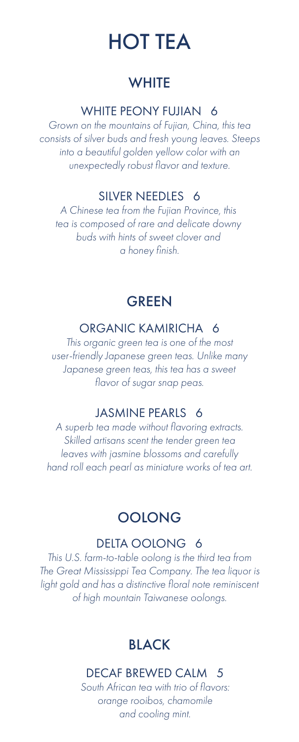# HOT TEA

## WHITE

### WHITE PEONY FUJIAN 6

*Grown on the mountains of Fujian, China, this tea consists of silver buds and fresh young leaves. Steeps into a beautiful golden yellow color with an unexpectedly robust flavor and texture.*

### SILVER NEEDLES 6

*A Chinese tea from the Fujian Province, this tea is composed of rare and delicate downy buds with hints of sweet clover and a honey finish.*

## GREEN

### ORGANIC KAMIRICHA 6

*This organic green tea is one of the most user-friendly Japanese green teas. Unlike many Japanese green teas, this tea has a sweet flavor of sugar snap peas.*

### JASMINE PEARLS 6

*A superb tea made without flavoring extracts. Skilled artisans scent the tender green tea leaves with jasmine blossoms and carefully hand roll each pearl as miniature works of tea art.*

## OOLONG

### DELTA OOLONG 6

*This U.S. farm-to-table oolong is the third tea from The Great Mississippi Tea Company. The tea liquor is light gold and has a distinctive floral note reminiscent of high mountain Taiwanese oolongs.*

## BLACK

### DECAF BREWED CALM 5

*South African tea with trio of flavors: orange rooibos, chamomile and cooling mint.*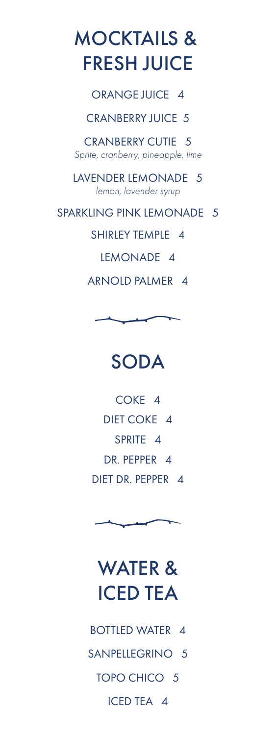# MOCKTAILS & FRESH JUICE

ORANGE JUICE 4

CRANBERRY JUICE 5

CRANBERRY CUTIE 5
*Sprite, cranberry, pineapple, lime*

LAVENDER LEMONADE 5
*lemon, lavender syrup*

SPARKLING PINK LEMONADE 5

SHIRLEY TEMPLE 4

LEMONADE 4

ARNOLD PALMER 4

# SODA

COKE 4

DIET COKE 4

SPRITE 4

DR. PEPPER 4

DIET DR. PEPPER 4

# WATER & ICED TEA

BOTTLED WATER 4

SANPELLEGRINO 5

TOPO CHICO 5

ICED TEA 4